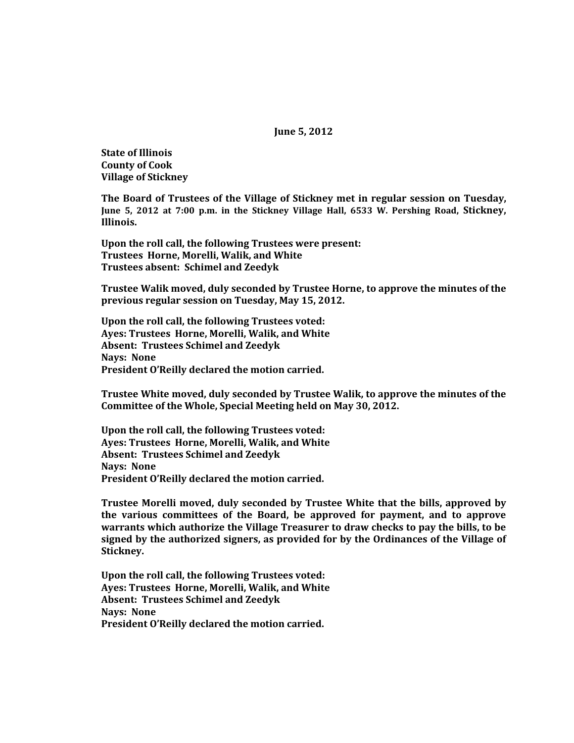**June 5, 2012**

**State of Illinois**
**County of Cook**
**Village of Stickney**

**The Board of Trustees of the Village of Stickney met in regular session on Tuesday, June 5, 2012 at 7:00 p.m. in the Stickney Village Hall, 6533 W. Pershing Road, Stickney, Illinois.**

**Upon the roll call, the following Trustees were present:**
**Trustees Horne, Morelli, Walik, and White**
**Trustees absent: Schimel and Zeedyk**

**Trustee Walik moved, duly seconded by Trustee Horne, to approve the minutes of the previous regular session on Tuesday, May 15, 2012.**

**Upon the roll call, the following Trustees voted:**
**Ayes: Trustees Horne, Morelli, Walik, and White**
**Absent: Trustees Schimel and Zeedyk**
**Nays: None**
**President O'Reilly declared the motion carried.**

**Trustee White moved, duly seconded by Trustee Walik, to approve the minutes of the Committee of the Whole, Special Meeting held on May 30, 2012.**

**Upon the roll call, the following Trustees voted:**
**Ayes: Trustees Horne, Morelli, Walik, and White**
**Absent: Trustees Schimel and Zeedyk**
**Nays: None**
**President O'Reilly declared the motion carried.**

**Trustee Morelli moved, duly seconded by Trustee White that the bills, approved by the various committees of the Board, be approved for payment, and to approve warrants which authorize the Village Treasurer to draw checks to pay the bills, to be signed by the authorized signers, as provided for by the Ordinances of the Village of Stickney.**

**Upon the roll call, the following Trustees voted:**
**Ayes: Trustees Horne, Morelli, Walik, and White**
**Absent: Trustees Schimel and Zeedyk**
**Nays: None**
**President O'Reilly declared the motion carried.**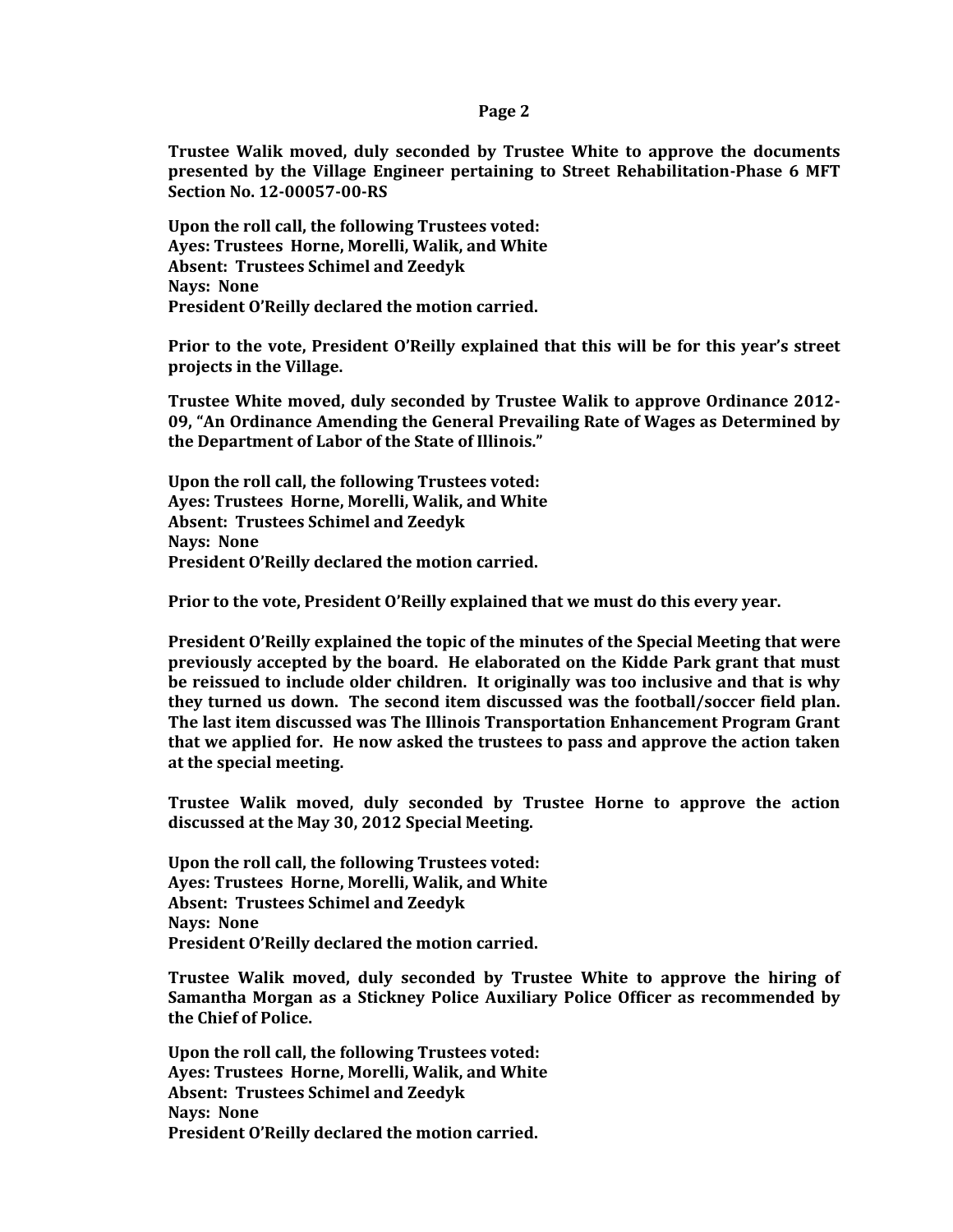**Trustee Walik moved, duly seconded by Trustee White to approve the documents presented by the Village Engineer pertaining to Street Rehabilitation-Phase 6 MFT Section No. 12-00057-00-RS**

**Upon the roll call, the following Trustees voted:**
**Ayes: Trustees Horne, Morelli, Walik, and White**
**Absent: Trustees Schimel and Zeedyk**
**Nays: None**
**President O'Reilly declared the motion carried.**

**Prior to the vote, President O'Reilly explained that this will be for this year's street projects in the Village.**

**Trustee White moved, duly seconded by Trustee Walik to approve Ordinance 2012-09, "An Ordinance Amending the General Prevailing Rate of Wages as Determined by the Department of Labor of the State of Illinois."**

**Upon the roll call, the following Trustees voted:**
**Ayes: Trustees Horne, Morelli, Walik, and White**
**Absent: Trustees Schimel and Zeedyk**
**Nays: None**
**President O'Reilly declared the motion carried.**

**Prior to the vote, President O'Reilly explained that we must do this every year.**

**President O'Reilly explained the topic of the minutes of the Special Meeting that were previously accepted by the board. He elaborated on the Kidde Park grant that must be reissued to include older children. It originally was too inclusive and that is why they turned us down. The second item discussed was the football/soccer field plan. The last item discussed was The Illinois Transportation Enhancement Program Grant that we applied for. He now asked the trustees to pass and approve the action taken at the special meeting.**

**Trustee Walik moved, duly seconded by Trustee Horne to approve the action discussed at the May 30, 2012 Special Meeting.**

**Upon the roll call, the following Trustees voted:**
**Ayes: Trustees Horne, Morelli, Walik, and White**
**Absent: Trustees Schimel and Zeedyk**
**Nays: None**
**President O'Reilly declared the motion carried.**

**Trustee Walik moved, duly seconded by Trustee White to approve the hiring of Samantha Morgan as a Stickney Police Auxiliary Police Officer as recommended by the Chief of Police.**

**Upon the roll call, the following Trustees voted:**
**Ayes: Trustees Horne, Morelli, Walik, and White**
**Absent: Trustees Schimel and Zeedyk**
**Nays: None**
**President O'Reilly declared the motion carried.**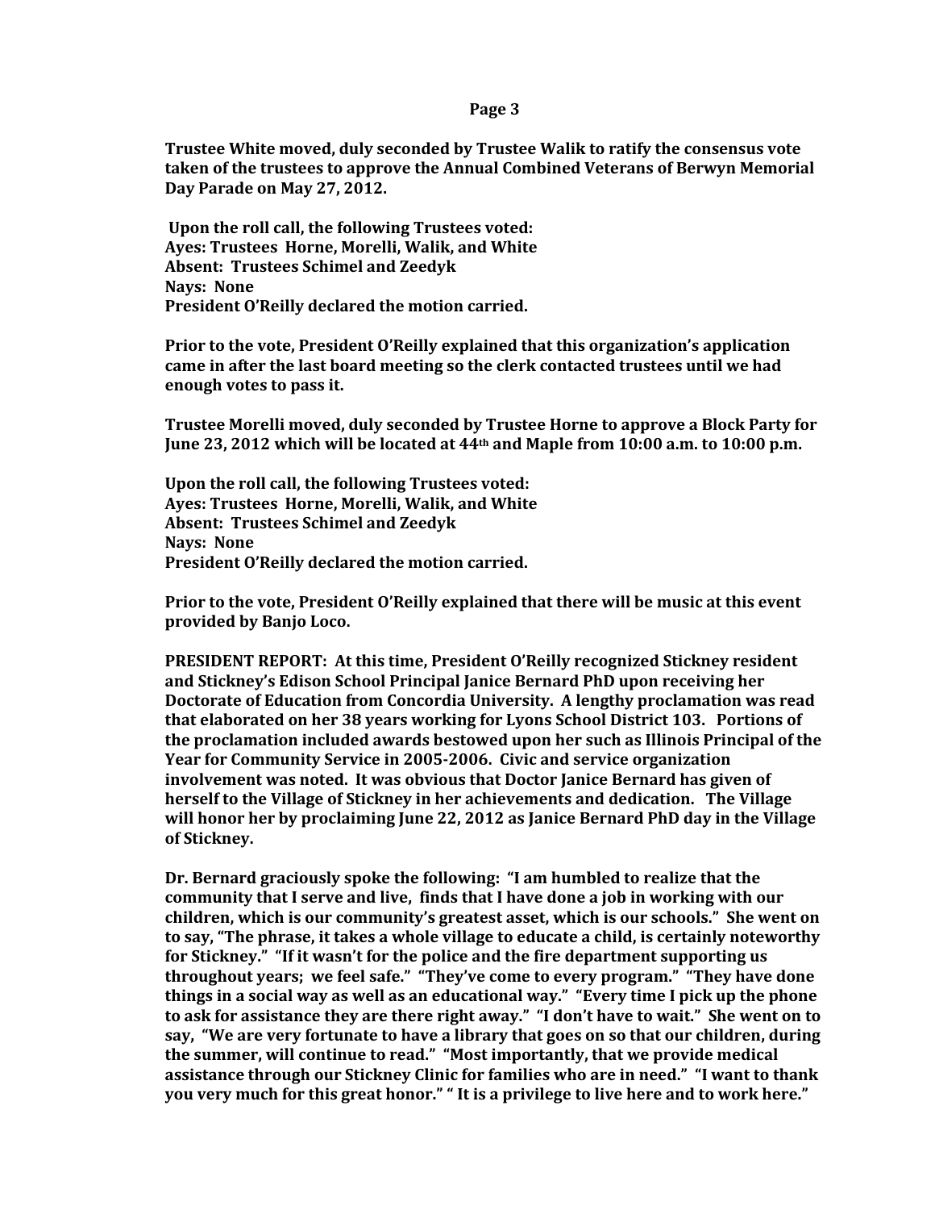**Trustee White moved, duly seconded by Trustee Walik to ratify the consensus vote taken of the trustees to approve the Annual Combined Veterans of Berwyn Memorial Day Parade on May 27, 2012.**

**Upon the roll call, the following Trustees voted:**
**Ayes: Trustees Horne, Morelli, Walik, and White**
**Absent: Trustees Schimel and Zeedyk**
**Nays: None**
**President O'Reilly declared the motion carried.**

**Prior to the vote, President O'Reilly explained that this organization's application came in after the last board meeting so the clerk contacted trustees until we had enough votes to pass it.**

**Trustee Morelli moved, duly seconded by Trustee Horne to approve a Block Party for June 23, 2012 which will be located at 44th and Maple from 10:00 a.m. to 10:00 p.m.**

**Upon the roll call, the following Trustees voted:**
**Ayes: Trustees Horne, Morelli, Walik, and White**
**Absent: Trustees Schimel and Zeedyk**
**Nays: None**
**President O'Reilly declared the motion carried.**

**Prior to the vote, President O'Reilly explained that there will be music at this event provided by Banjo Loco.**

**PRESIDENT REPORT: At this time, President O'Reilly recognized Stickney resident and Stickney's Edison School Principal Janice Bernard PhD upon receiving her Doctorate of Education from Concordia University. A lengthy proclamation was read that elaborated on her 38 years working for Lyons School District 103. Portions of the proclamation included awards bestowed upon her such as Illinois Principal of the Year for Community Service in 2005-2006. Civic and service organization involvement was noted. It was obvious that Doctor Janice Bernard has given of herself to the Village of Stickney in her achievements and dedication. The Village will honor her by proclaiming June 22, 2012 as Janice Bernard PhD day in the Village of Stickney.**

**Dr. Bernard graciously spoke the following: "I am humbled to realize that the community that I serve and live, finds that I have done a job in working with our children, which is our community's greatest asset, which is our schools." She went on to say, "The phrase, it takes a whole village to educate a child, is certainly noteworthy for Stickney." "If it wasn't for the police and the fire department supporting us throughout years; we feel safe." "They've come to every program." "They have done things in a social way as well as an educational way." "Every time I pick up the phone to ask for assistance they are there right away." "I don't have to wait." She went on to say, "We are very fortunate to have a library that goes on so that our children, during the summer, will continue to read." "Most importantly, that we provide medical assistance through our Stickney Clinic for families who are in need." "I want to thank you very much for this great honor." " It is a privilege to live here and to work here."**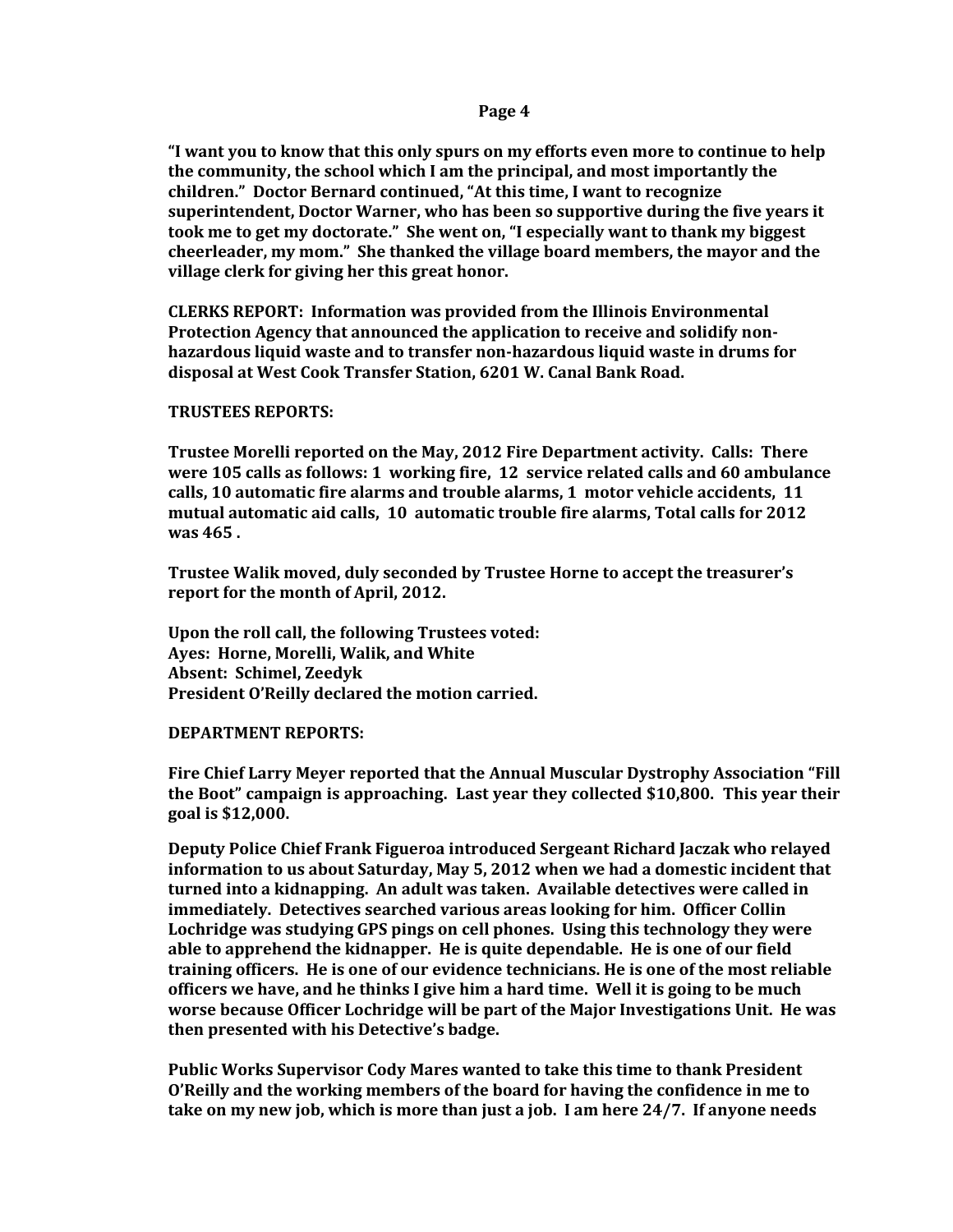**"I want you to know that this only spurs on my efforts even more to continue to help the community, the school which I am the principal, and most importantly the children." Doctor Bernard continued, "At this time, I want to recognize superintendent, Doctor Warner, who has been so supportive during the five years it took me to get my doctorate." She went on, "I especially want to thank my biggest cheerleader, my mom." She thanked the village board members, the mayor and the village clerk for giving her this great honor.**

**CLERKS REPORT: Information was provided from the Illinois Environmental Protection Agency that announced the application to receive and solidify non-hazardous liquid waste and to transfer non-hazardous liquid waste in drums for disposal at West Cook Transfer Station, 6201 W. Canal Bank Road.**

**TRUSTEES REPORTS:**

**Trustee Morelli reported on the May, 2012 Fire Department activity. Calls: There were 105 calls as follows: 1 working fire, 12 service related calls and 60 ambulance calls, 10 automatic fire alarms and trouble alarms, 1 motor vehicle accidents, 11 mutual automatic aid calls, 10 automatic trouble fire alarms, Total calls for 2012 was 465 .**

**Trustee Walik moved, duly seconded by Trustee Horne to accept the treasurer's report for the month of April, 2012.**

**Upon the roll call, the following Trustees voted:**
**Ayes: Horne, Morelli, Walik, and White**
**Absent: Schimel, Zeedyk**
**President O'Reilly declared the motion carried.**

**DEPARTMENT REPORTS:**

**Fire Chief Larry Meyer reported that the Annual Muscular Dystrophy Association "Fill the Boot" campaign is approaching. Last year they collected $10,800. This year their goal is $12,000.**

**Deputy Police Chief Frank Figueroa introduced Sergeant Richard Jaczak who relayed information to us about Saturday, May 5, 2012 when we had a domestic incident that turned into a kidnapping. An adult was taken. Available detectives were called in immediately. Detectives searched various areas looking for him. Officer Collin Lochridge was studying GPS pings on cell phones. Using this technology they were able to apprehend the kidnapper. He is quite dependable. He is one of our field training officers. He is one of our evidence technicians. He is one of the most reliable officers we have, and he thinks I give him a hard time. Well it is going to be much worse because Officer Lochridge will be part of the Major Investigations Unit. He was then presented with his Detective's badge.**

**Public Works Supervisor Cody Mares wanted to take this time to thank President O'Reilly and the working members of the board for having the confidence in me to take on my new job, which is more than just a job. I am here 24/7. If anyone needs**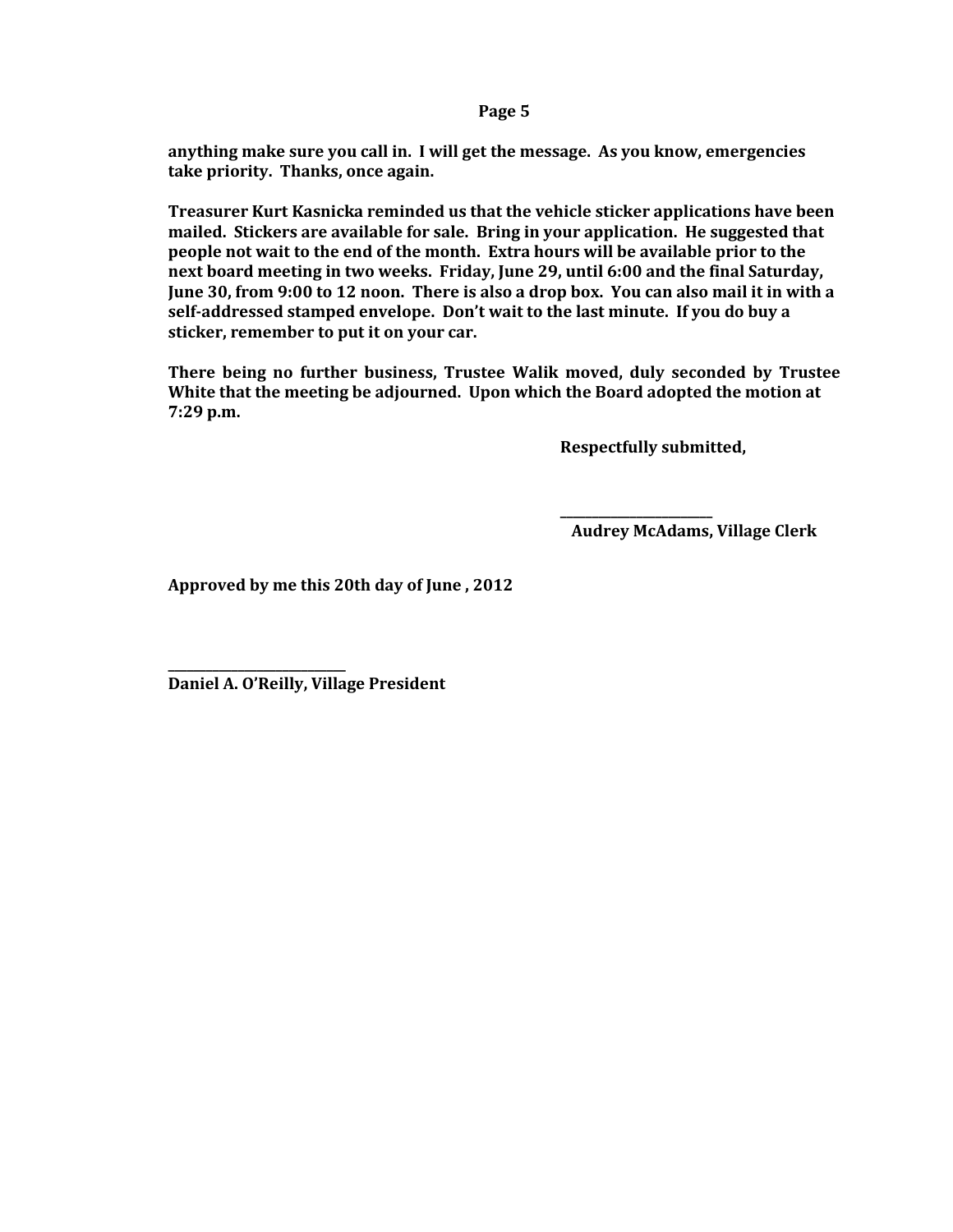**anything make sure you call in. I will get the message. As you know, emergencies take priority. Thanks, once again.**

**Treasurer Kurt Kasnicka reminded us that the vehicle sticker applications have been mailed. Stickers are available for sale. Bring in your application. He suggested that people not wait to the end of the month. Extra hours will be available prior to the next board meeting in two weeks. Friday, June 29, until 6:00 and the final Saturday, June 30, from 9:00 to 12 noon. There is also a drop box. You can also mail it in with a self-addressed stamped envelope. Don't wait to the last minute. If you do buy a sticker, remember to put it on your car.**

**There being no further business, Trustee Walik moved, duly seconded by Trustee White that the meeting be adjourned. Upon which the Board adopted the motion at 7:29 p.m.**

**Respectfully submitted,**

**______________________**
**Audrey McAdams, Village Clerk**

**Approved by me this 20th day of June , 2012**

**___________________________**
**Daniel A. O'Reilly, Village President**